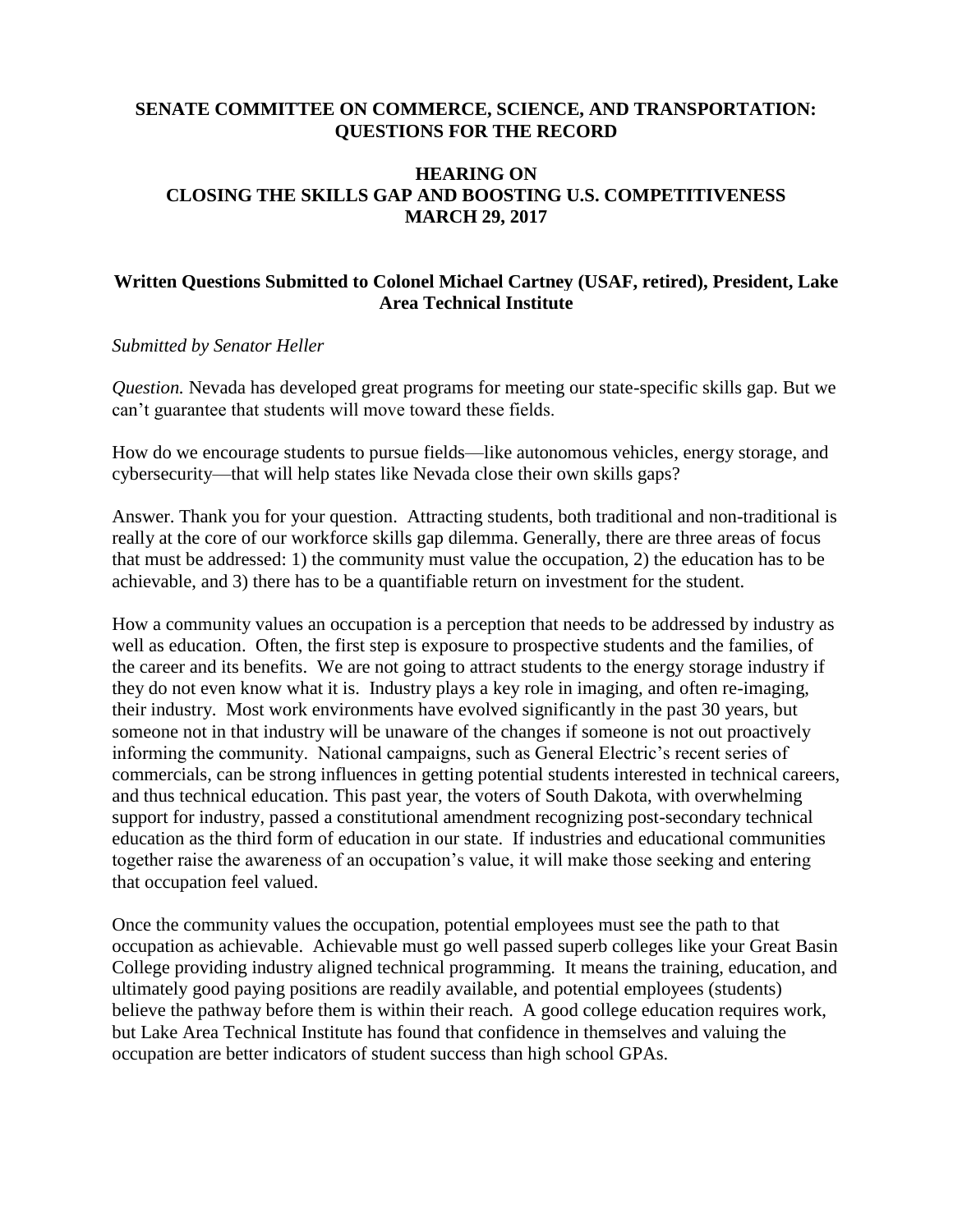## SENATE COMMITTEE ON COMMERCE, SCIENCE, AND TRANSPORTATION: QUESTIONS FOR THE RECORD

## HEARING ON CLOSING THE SKILLS GAP AND BOOSTING U.S. COMPETITIVENESS MARCH 29, 2017

### Written Questions Submitted to Colonel Michael Cartney (USAF, retired), President, Lake Area Technical Institute

*Submitted by Senator Heller*

*Question.* Nevada has developed great programs for meeting our state-specific skills gap. But we can't guarantee that students will move toward these fields.

How do we encourage students to pursue fields—like autonomous vehicles, energy storage, and cybersecurity—that will help states like Nevada close their own skills gaps?

Answer. Thank you for your question. Attracting students, both traditional and non-traditional is really at the core of our workforce skills gap dilemma. Generally, there are three areas of focus that must be addressed: 1) the community must value the occupation, 2) the education has to be achievable, and 3) there has to be a quantifiable return on investment for the student.

How a community values an occupation is a perception that needs to be addressed by industry as well as education. Often, the first step is exposure to prospective students and the families, of the career and its benefits. We are not going to attract students to the energy storage industry if they do not even know what it is. Industry plays a key role in imaging, and often re-imaging, their industry. Most work environments have evolved significantly in the past 30 years, but someone not in that industry will be unaware of the changes if someone is not out proactively informing the community. National campaigns, such as General Electric's recent series of commercials, can be strong influences in getting potential students interested in technical careers, and thus technical education. This past year, the voters of South Dakota, with overwhelming support for industry, passed a constitutional amendment recognizing post-secondary technical education as the third form of education in our state. If industries and educational communities together raise the awareness of an occupation's value, it will make those seeking and entering that occupation feel valued.

Once the community values the occupation, potential employees must see the path to that occupation as achievable. Achievable must go well passed superb colleges like your Great Basin College providing industry aligned technical programming. It means the training, education, and ultimately good paying positions are readily available, and potential employees (students) believe the pathway before them is within their reach. A good college education requires work, but Lake Area Technical Institute has found that confidence in themselves and valuing the occupation are better indicators of student success than high school GPAs.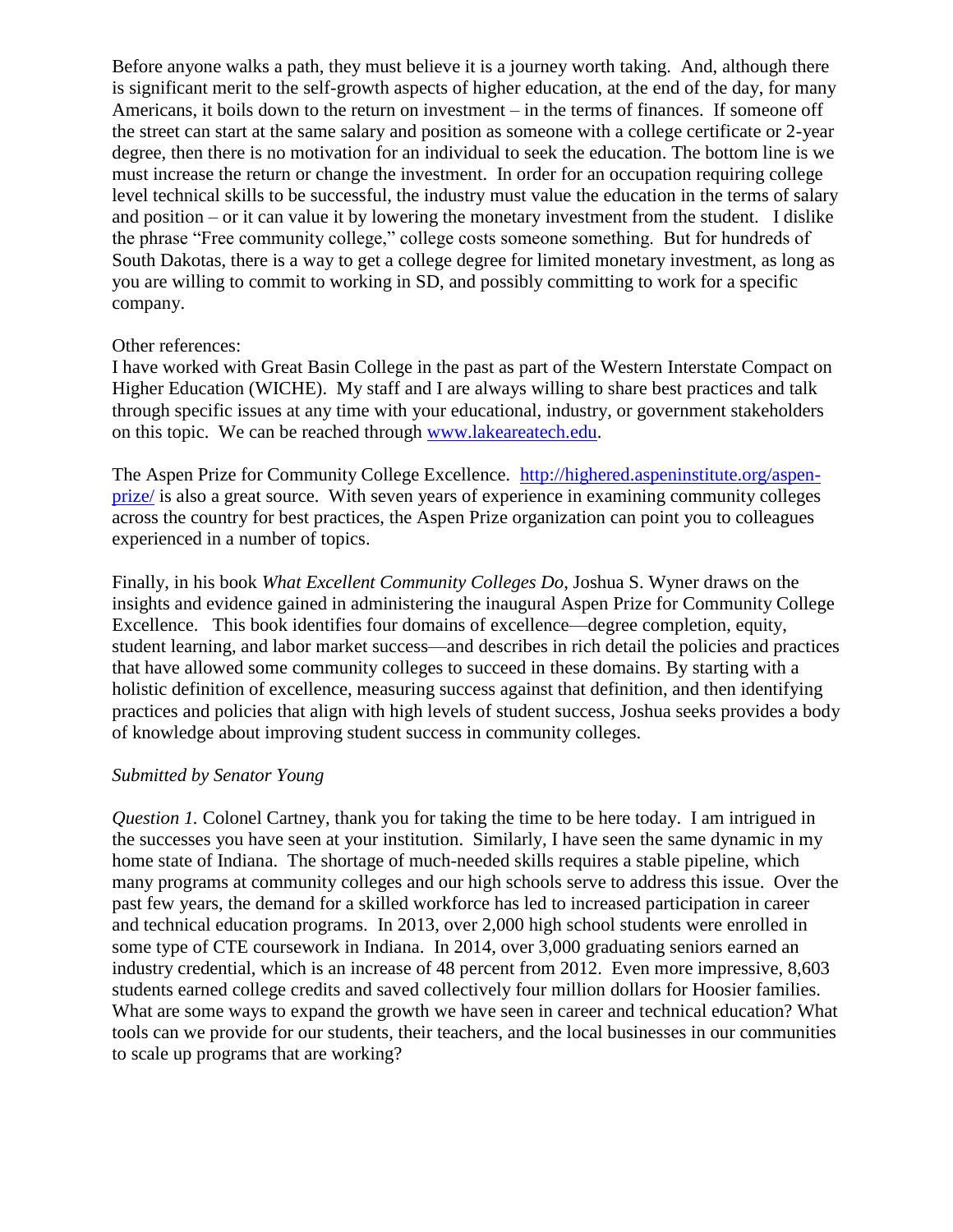Before anyone walks a path, they must believe it is a journey worth taking. And, although there is significant merit to the self-growth aspects of higher education, at the end of the day, for many Americans, it boils down to the return on investment – in the terms of finances. If someone off the street can start at the same salary and position as someone with a college certificate or 2-year degree, then there is no motivation for an individual to seek the education. The bottom line is we must increase the return or change the investment. In order for an occupation requiring college level technical skills to be successful, the industry must value the education in the terms of salary and position – or it can value it by lowering the monetary investment from the student. I dislike the phrase "Free community college," college costs someone something. But for hundreds of South Dakotas, there is a way to get a college degree for limited monetary investment, as long as you are willing to commit to working in SD, and possibly committing to work for a specific company.

Other references:
I have worked with Great Basin College in the past as part of the Western Interstate Compact on Higher Education (WICHE). My staff and I are always willing to share best practices and talk through specific issues at any time with your educational, industry, or government stakeholders on this topic. We can be reached through [www.lakeareatech.edu](www.lakeareatech.edu).

The Aspen Prize for Community College Excellence. [http://highered.aspeninstitute.org/aspen-prize/](http://highered.aspeninstitute.org/aspen-prize/) is also a great source. With seven years of experience in examining community colleges across the country for best practices, the Aspen Prize organization can point you to colleagues experienced in a number of topics.

Finally, in his book *What Excellent Community Colleges Do*, Joshua S. Wyner draws on the insights and evidence gained in administering the inaugural Aspen Prize for Community College Excellence. This book identifies four domains of excellence—degree completion, equity, student learning, and labor market success—and describes in rich detail the policies and practices that have allowed some community colleges to succeed in these domains. By starting with a holistic definition of excellence, measuring success against that definition, and then identifying practices and policies that align with high levels of student success, Joshua seeks provides a body of knowledge about improving student success in community colleges.

*Submitted by Senator Young*

*Question 1.* Colonel Cartney, thank you for taking the time to be here today. I am intrigued in the successes you have seen at your institution. Similarly, I have seen the same dynamic in my home state of Indiana. The shortage of much-needed skills requires a stable pipeline, which many programs at community colleges and our high schools serve to address this issue. Over the past few years, the demand for a skilled workforce has led to increased participation in career and technical education programs. In 2013, over 2,000 high school students were enrolled in some type of CTE coursework in Indiana. In 2014, over 3,000 graduating seniors earned an industry credential, which is an increase of 48 percent from 2012. Even more impressive, 8,603 students earned college credits and saved collectively four million dollars for Hoosier families. What are some ways to expand the growth we have seen in career and technical education? What tools can we provide for our students, their teachers, and the local businesses in our communities to scale up programs that are working?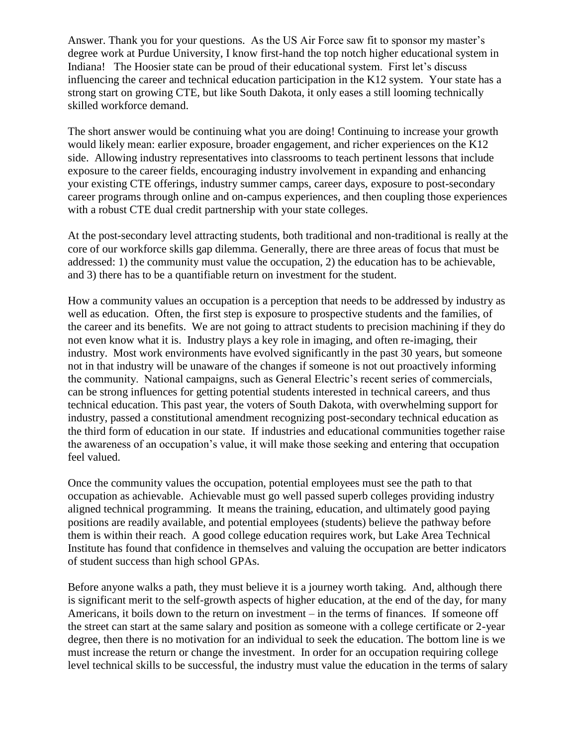Answer. Thank you for your questions. As the US Air Force saw fit to sponsor my master's degree work at Purdue University, I know first-hand the top notch higher educational system in Indiana! The Hoosier state can be proud of their educational system. First let's discuss influencing the career and technical education participation in the K12 system. Your state has a strong start on growing CTE, but like South Dakota, it only eases a still looming technically skilled workforce demand.

The short answer would be continuing what you are doing! Continuing to increase your growth would likely mean: earlier exposure, broader engagement, and richer experiences on the K12 side. Allowing industry representatives into classrooms to teach pertinent lessons that include exposure to the career fields, encouraging industry involvement in expanding and enhancing your existing CTE offerings, industry summer camps, career days, exposure to post-secondary career programs through online and on-campus experiences, and then coupling those experiences with a robust CTE dual credit partnership with your state colleges.

At the post-secondary level attracting students, both traditional and non-traditional is really at the core of our workforce skills gap dilemma. Generally, there are three areas of focus that must be addressed: 1) the community must value the occupation, 2) the education has to be achievable, and 3) there has to be a quantifiable return on investment for the student.

How a community values an occupation is a perception that needs to be addressed by industry as well as education. Often, the first step is exposure to prospective students and the families, of the career and its benefits. We are not going to attract students to precision machining if they do not even know what it is. Industry plays a key role in imaging, and often re-imaging, their industry. Most work environments have evolved significantly in the past 30 years, but someone not in that industry will be unaware of the changes if someone is not out proactively informing the community. National campaigns, such as General Electric's recent series of commercials, can be strong influences for getting potential students interested in technical careers, and thus technical education. This past year, the voters of South Dakota, with overwhelming support for industry, passed a constitutional amendment recognizing post-secondary technical education as the third form of education in our state. If industries and educational communities together raise the awareness of an occupation's value, it will make those seeking and entering that occupation feel valued.

Once the community values the occupation, potential employees must see the path to that occupation as achievable. Achievable must go well passed superb colleges providing industry aligned technical programming. It means the training, education, and ultimately good paying positions are readily available, and potential employees (students) believe the pathway before them is within their reach. A good college education requires work, but Lake Area Technical Institute has found that confidence in themselves and valuing the occupation are better indicators of student success than high school GPAs.

Before anyone walks a path, they must believe it is a journey worth taking. And, although there is significant merit to the self-growth aspects of higher education, at the end of the day, for many Americans, it boils down to the return on investment – in the terms of finances. If someone off the street can start at the same salary and position as someone with a college certificate or 2-year degree, then there is no motivation for an individual to seek the education. The bottom line is we must increase the return or change the investment. In order for an occupation requiring college level technical skills to be successful, the industry must value the education in the terms of salary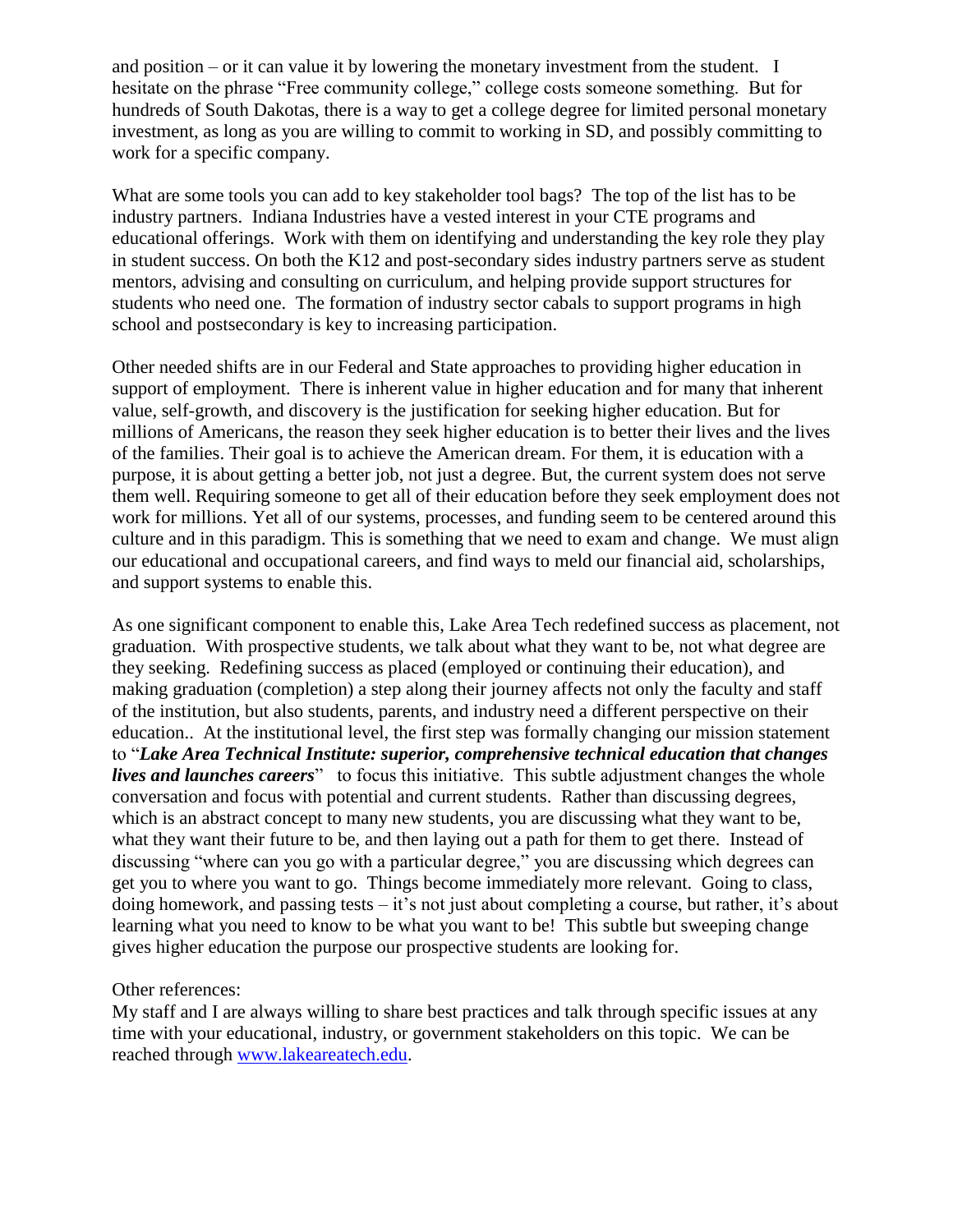and position – or it can value it by lowering the monetary investment from the student. I hesitate on the phrase "Free community college," college costs someone something. But for hundreds of South Dakotas, there is a way to get a college degree for limited personal monetary investment, as long as you are willing to commit to working in SD, and possibly committing to work for a specific company.

What are some tools you can add to key stakeholder tool bags? The top of the list has to be industry partners. Indiana Industries have a vested interest in your CTE programs and educational offerings. Work with them on identifying and understanding the key role they play in student success. On both the K12 and post-secondary sides industry partners serve as student mentors, advising and consulting on curriculum, and helping provide support structures for students who need one. The formation of industry sector cabals to support programs in high school and postsecondary is key to increasing participation.

Other needed shifts are in our Federal and State approaches to providing higher education in support of employment. There is inherent value in higher education and for many that inherent value, self-growth, and discovery is the justification for seeking higher education. But for millions of Americans, the reason they seek higher education is to better their lives and the lives of the families. Their goal is to achieve the American dream. For them, it is education with a purpose, it is about getting a better job, not just a degree. But, the current system does not serve them well. Requiring someone to get all of their education before they seek employment does not work for millions. Yet all of our systems, processes, and funding seem to be centered around this culture and in this paradigm. This is something that we need to exam and change. We must align our educational and occupational careers, and find ways to meld our financial aid, scholarships, and support systems to enable this.

As one significant component to enable this, Lake Area Tech redefined success as placement, not graduation. With prospective students, we talk about what they want to be, not what degree are they seeking. Redefining success as placed (employed or continuing their education), and making graduation (completion) a step along their journey affects not only the faculty and staff of the institution, but also students, parents, and industry need a different perspective on their education.. At the institutional level, the first step was formally changing our mission statement to "***Lake Area Technical Institute: superior, comprehensive technical education that changes lives and launches careers***" to focus this initiative. This subtle adjustment changes the whole conversation and focus with potential and current students. Rather than discussing degrees, which is an abstract concept to many new students, you are discussing what they want to be, what they want their future to be, and then laying out a path for them to get there. Instead of discussing "where can you go with a particular degree," you are discussing which degrees can get you to where you want to go. Things become immediately more relevant. Going to class, doing homework, and passing tests – it's not just about completing a course, but rather, it's about learning what you need to know to be what you want to be! This subtle but sweeping change gives higher education the purpose our prospective students are looking for.

Other references:
My staff and I are always willing to share best practices and talk through specific issues at any time with your educational, industry, or government stakeholders on this topic. We can be reached through [www.lakeareatech.edu](http://www.lakeareatech.edu).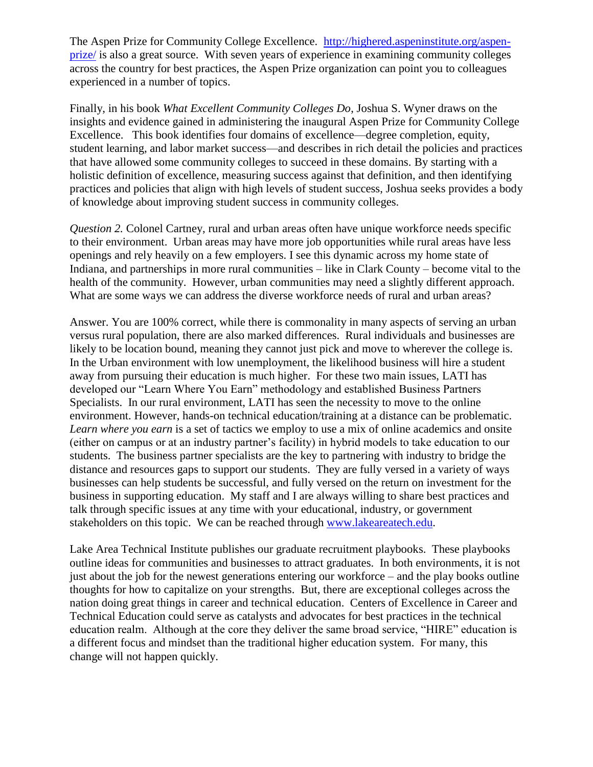The Aspen Prize for Community College Excellence. http://highered.aspeninstitute.org/aspen-prize/ is also a great source. With seven years of experience in examining community colleges across the country for best practices, the Aspen Prize organization can point you to colleagues experienced in a number of topics.

Finally, in his book *What Excellent Community Colleges Do*, Joshua S. Wyner draws on the insights and evidence gained in administering the inaugural Aspen Prize for Community College Excellence. This book identifies four domains of excellence—degree completion, equity, student learning, and labor market success—and describes in rich detail the policies and practices that have allowed some community colleges to succeed in these domains. By starting with a holistic definition of excellence, measuring success against that definition, and then identifying practices and policies that align with high levels of student success, Joshua seeks provides a body of knowledge about improving student success in community colleges.

*Question 2.* Colonel Cartney, rural and urban areas often have unique workforce needs specific to their environment. Urban areas may have more job opportunities while rural areas have less openings and rely heavily on a few employers. I see this dynamic across my home state of Indiana, and partnerships in more rural communities – like in Clark County – become vital to the health of the community. However, urban communities may need a slightly different approach. What are some ways we can address the diverse workforce needs of rural and urban areas?

Answer. You are 100% correct, while there is commonality in many aspects of serving an urban versus rural population, there are also marked differences. Rural individuals and businesses are likely to be location bound, meaning they cannot just pick and move to wherever the college is. In the Urban environment with low unemployment, the likelihood business will hire a student away from pursuing their education is much higher. For these two main issues, LATI has developed our "Learn Where You Earn" methodology and established Business Partners Specialists. In our rural environment, LATI has seen the necessity to move to the online environment. However, hands-on technical education/training at a distance can be problematic. *Learn where you earn* is a set of tactics we employ to use a mix of online academics and onsite (either on campus or at an industry partner's facility) in hybrid models to take education to our students. The business partner specialists are the key to partnering with industry to bridge the distance and resources gaps to support our students. They are fully versed in a variety of ways businesses can help students be successful, and fully versed on the return on investment for the business in supporting education. My staff and I are always willing to share best practices and talk through specific issues at any time with your educational, industry, or government stakeholders on this topic. We can be reached through www.lakeareatech.edu.

Lake Area Technical Institute publishes our graduate recruitment playbooks. These playbooks outline ideas for communities and businesses to attract graduates. In both environments, it is not just about the job for the newest generations entering our workforce – and the play books outline thoughts for how to capitalize on your strengths. But, there are exceptional colleges across the nation doing great things in career and technical education. Centers of Excellence in Career and Technical Education could serve as catalysts and advocates for best practices in the technical education realm. Although at the core they deliver the same broad service, "HIRE" education is a different focus and mindset than the traditional higher education system. For many, this change will not happen quickly.